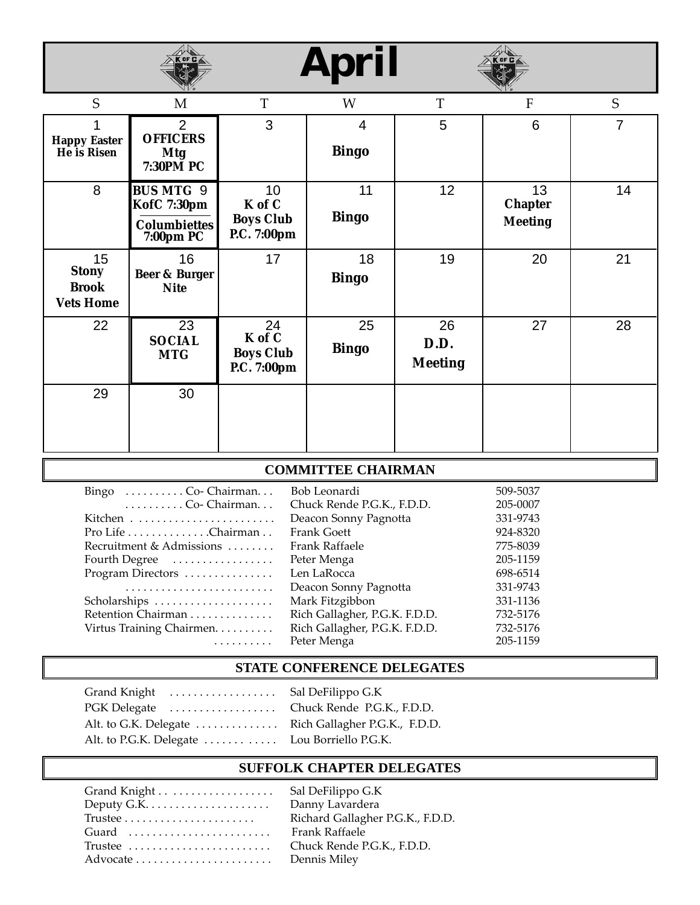# April

| S | M | T | W | T | F | S |
|---|---|---|---|---|---|---|
| 1 **Happy Easter He is Risen** | 2 **OFFICERS Mtg 7:30PM PC** | 3 | 4 **Bingo** | 5 | 6 | 7 |
| 8 | 9 **BUS MTG KofC 7:30pm** **Columbiettes 7:00pm PC** | 10 **K of C Boys Club P.C. 7:00pm** | 11 **Bingo** | 12 | 13 **Chapter Meeting** | 14 |
| 15 **Stony Brook Vets Home** | 16 **Beer & Burger Nite** | 17 | 18 **Bingo** | 19 | 20 | 21 |
| 22 | 23 **SOCIAL MTG** | 24 **K of C Boys Club P.C. 7:00pm** | 25 **Bingo** | 26 **D.D. Meeting** | 27 | 28 |
| 29 | 30 | | | | | |

## COMMITTEE CHAIRMAN

| | | |
|---|---|---|
| Bingo . . . . . . . . . . Co- Chairman. . . | Bob Leonardi | 509-5037 |
| . . . . . . . . . . Co- Chairman. . . | Chuck Rende P.G.K., F.D.D. | 205-0007 |
| Kitchen . . . . . . . . . . . . . . . . . . . . . . . | Deacon Sonny Pagnotta | 331-9743 |
| Pro Life . . . . . . . . . . . . . .Chairman . . | Frank Goett | 924-8320 |
| Recruitment & Admissions . . . . . . . . | Frank Raffaele | 775-8039 |
| Fourth Degree . . . . . . . . . . . . . . . . . | Peter Menga | 205-1159 |
| Program Directors . . . . . . . . . . . . . . . | Len LaRocca | 698-6514 |
| . . . . . . . . . . . . . . . . . . . . . . . . . | Deacon Sonny Pagnotta | 331-9743 |
| Scholarships . . . . . . . . . . . . . . . . . . . . | Mark Fitzgibbon | 331-1136 |
| Retention Chairman . . . . . . . . . . . . . . | Rich Gallagher, P.G.K. F.D.D. | 732-5176 |
| Virtus Training Chairmen. . . . . . . . . . | Rich Gallagher, P.G.K. F.D.D. | 732-5176 |
| . . . . . . . . . . | Peter Menga | 205-1159 |

## STATE CONFERENCE DELEGATES

| | |
|---|---|
| Grand Knight . . . . . . . . . . . . . . . . . | Sal DeFilippo G.K |
| PGK Delegate . . . . . . . . . . . . . . . . . | Chuck Rende P.G.K., F.D.D. |
| Alt. to G.K. Delegate . . . . . . . . . . . . . | Rich Gallagher P.G.K., F.D.D. |
| Alt. to P.G.K. Delegate . . . . . . . . . . . | Lou Borriello P.G.K. |

## SUFFOLK CHAPTER DELEGATES

| | |
|---|---|
| Grand Knight . . . . . . . . . . . . . . . . . . . | Sal DeFilippo G.K |
| Deputy G.K. . . . . . . . . . . . . . . . . . . . . | Danny Lavardera |
| Trustee . . . . . . . . . . . . . . . . . . . . . . | Richard Gallagher P.G.K., F.D.D. |
| Guard . . . . . . . . . . . . . . . . . . . . . . . . | Frank Raffaele |
| Trustee . . . . . . . . . . . . . . . . . . . . . . . . | Chuck Rende P.G.K., F.D.D. |
| Advocate . . . . . . . . . . . . . . . . . . . . . . . | Dennis Miley |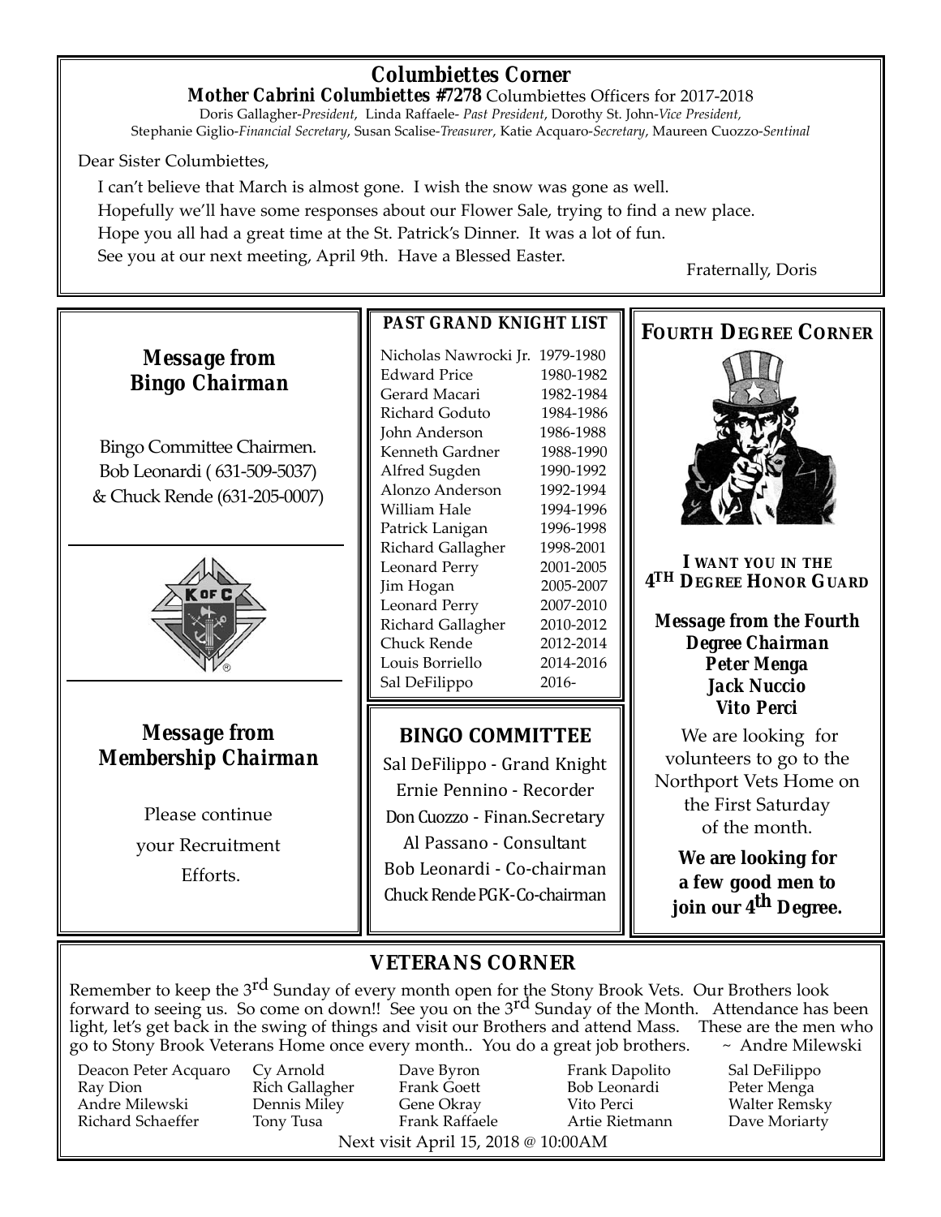## Columbiettes Corner

**Mother Cabrini Columbiettes #7278** Columbiettes Officers for 2017-2018

Doris Gallagher-*President*, Linda Raffaele- *Past President*, Dorothy St. John-*Vice President*, Stephanie Giglio-*Financial Secretary*, Susan Scalise-*Treasurer*, Katie Acquaro-*Secretary*, Maureen Cuozzo-*Sentinal*

Dear Sister Columbiettes,

I can't believe that March is almost gone. I wish the snow was gone as well.

Hopefully we'll have some responses about our Flower Sale, trying to find a new place.

Hope you all had a great time at the St. Patrick's Dinner. It was a lot of fun.

See you at our next meeting, April 9th. Have a Blessed Easter.

Fraternally, Doris

## Message from Bingo Chairman

Bingo Committee Chairmen.
Bob Leonardi ( 631-509-5037)
& Chuck Rende (631-205-0007)

## Message from Membership Chairman

Please continue your Recruitment Efforts.

## PAST GRAND KNIGHT LIST

| | |
|---|---|
| Nicholas Nawrocki Jr. | 1979-1980 |
| Edward Price | 1980-1982 |
| Gerard Macari | 1982-1984 |
| Richard Goduto | 1984-1986 |
| John Anderson | 1986-1988 |
| Kenneth Gardner | 1988-1990 |
| Alfred Sugden | 1990-1992 |
| Alonzo Anderson | 1992-1994 |
| William Hale | 1994-1996 |
| Patrick Lanigan | 1996-1998 |
| Richard Gallagher | 1998-2001 |
| Leonard Perry | 2001-2005 |
| Jim Hogan | 2005-2007 |
| Leonard Perry | 2007-2010 |
| Richard Gallagher | 2010-2012 |
| Chuck Rende | 2012-2014 |
| Louis Borriello | 2014-2016 |
| Sal DeFilippo | 2016- |

## BINGO COMMITTEE

Sal DeFilippo - Grand Knight
Ernie Pennino - Recorder
Don Cuozzo - Finan.Secretary
Al Passano - Consultant
Bob Leonardi - Co-chairman
Chuck Rende PGK- Co-chairman

## FOURTH DEGREE CORNER

**I WANT YOU IN THE 4TH DEGREE HONOR GUARD**

***Message from the Fourth Degree Chairman***
***Peter Menga***
***Jack Nuccio***
***Vito Perci***

We are looking for volunteers to go to the Northport Vets Home on the First Saturday of the month.

**We are looking for a few good men to join our 4th Degree.**

## VETERANS CORNER

Remember to keep the 3rd Sunday of every month open for the Stony Brook Vets. Our Brothers look forward to seeing us. So come on down!! See you on the 3rd Sunday of the Month. Attendance has been light, let's get back in the swing of things and visit our Brothers and attend Mass. These are the men who go to Stony Brook Veterans Home once every month.. You do a great job brothers. ~ Andre Milewski

| | | | | |
|---|---|---|---|---|
| Deacon Peter Acquaro | Cy Arnold | Dave Byron | Frank Dapolito | Sal DeFilippo |
| Ray Dion | Rich Gallagher | Frank Goett | Bob Leonardi | Peter Menga |
| Andre Milewski | Dennis Miley | Gene Okray | Vito Perci | Walter Remsky |
| Richard Schaeffer | Tony Tusa | Frank Raffaele | Artie Rietmann | Dave Moriarty |

Next visit April 15, 2018 @ 10:00AM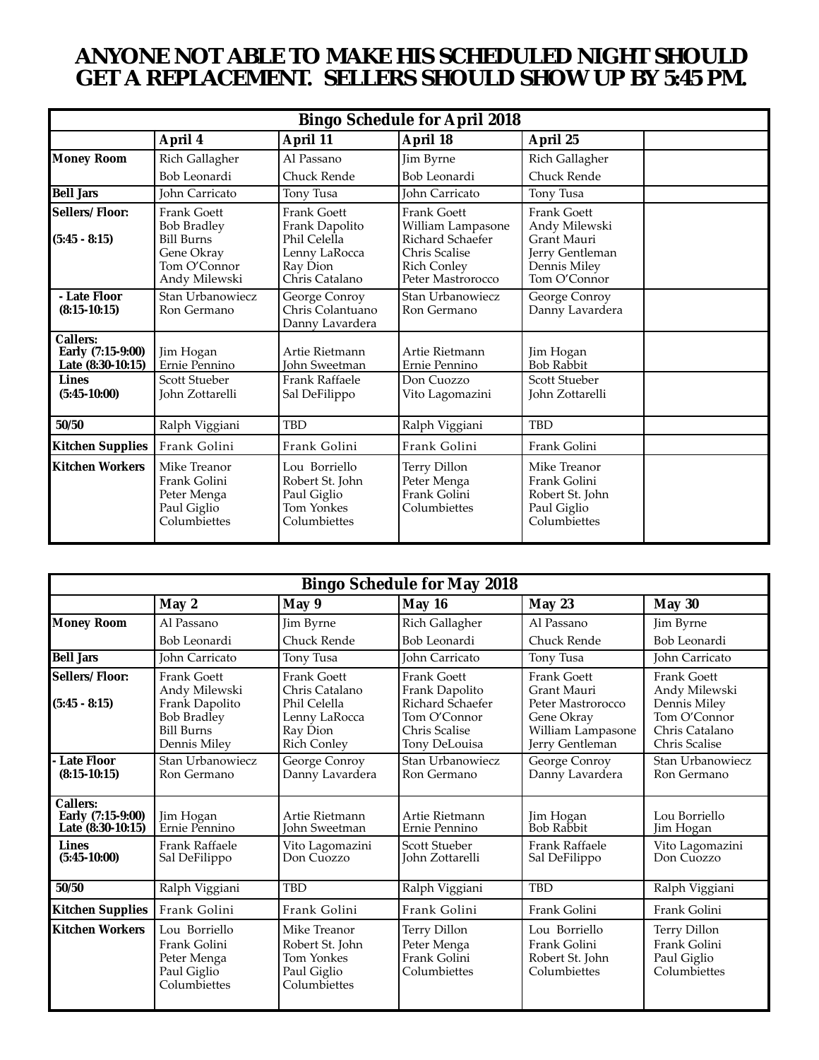# ANYONE NOT ABLE TO MAKE HIS SCHEDULED NIGHT SHOULD GET A REPLACEMENT. SELLERS SHOULD SHOW UP BY 5:45 PM.

| Bingo Schedule for April 2018 | | | | | |
|---|---|---|---|---|---|
| | **April 4** | **April 11** | **April 18** | **April 25** | |
| **Money Room** | Rich Gallagher<br>Bob Leonardi | Al Passano<br>Chuck Rende | Jim Byrne<br>Bob Leonardi | Rich Gallagher<br>Chuck Rende | |
| **Bell Jars** | John Carricato | Tony Tusa | John Carricato | Tony Tusa | |
| **Sellers/ Floor:**<br>**(5:45 - 8:15)** | Frank Goett<br>Bob Bradley<br>Bill Burns<br>Gene Okray<br>Tom O'Connor<br>Andy Milewski | Frank Goett<br>Frank Dapolito<br>Phil Celella<br>Lenny LaRocca<br>Ray Dion<br>Chris Catalano | Frank Goett<br>William Lampasone<br>Richard Schaefer<br>Chris Scalise<br>Rich Conley<br>Peter Mastrorocco | Frank Goett<br>Andy Milewski<br>Grant Mauri<br>Jerry Gentleman<br>Dennis Miley<br>Tom O'Connor | |
| **- Late Floor**<br>**(8:15-10:15)** | Stan Urbanowiecz<br>Ron Germano | George Conroy<br>Chris Colantuano<br>Danny Lavardera | Stan Urbanowiecz<br>Ron Germano | George Conroy<br>Danny Lavardera | |
| **Callers:**<br>**Early (7:15-9:00)**<br>**Late (8:30-10:15)** | Jim Hogan<br>Ernie Pennino | Artie Rietmann<br>John Sweetman | Artie Rietmann<br>Ernie Pennino | Jim Hogan<br>Bob Rabbit | |
| **Lines**<br>**(5:45-10:00)** | Scott Stueber<br>John Zottarelli | Frank Raffaele<br>Sal DeFilippo | Don Cuozzo<br>Vito Lagomazini | Scott Stueber<br>John Zottarelli | |
| **50/50** | Ralph Viggiani | TBD | Ralph Viggiani | TBD | |
| **Kitchen Supplies** | Frank Golini | Frank Golini | Frank Golini | Frank Golini | |
| **Kitchen Workers** | Mike Treanor<br>Frank Golini<br>Peter Menga<br>Paul Giglio<br>Columbiettes | Lou Borriello<br>Robert St. John<br>Paul Giglio<br>Tom Yonkes<br>Columbiettes | Terry Dillon<br>Peter Menga<br>Frank Golini<br>Columbiettes | Mike Treanor<br>Frank Golini<br>Robert St. John<br>Paul Giglio<br>Columbiettes | |

| Bingo Schedule for May 2018 | | | | | |
|---|---|---|---|---|---|
| | **May 2** | **May 9** | **May 16** | **May 23** | **May 30** |
| **Money Room** | Al Passano<br>Bob Leonardi | Jim Byrne<br>Chuck Rende | Rich Gallagher<br>Bob Leonardi | Al Passano<br>Chuck Rende | Jim Byrne<br>Bob Leonardi |
| **Bell Jars** | John Carricato | Tony Tusa | John Carricato | Tony Tusa | John Carricato |
| **Sellers/ Floor:**<br>**(5:45 - 8:15)** | Frank Goett<br>Andy Milewski<br>Frank Dapolito<br>Bob Bradley<br>Bill Burns<br>Dennis Miley | Frank Goett<br>Chris Catalano<br>Phil Celella<br>Lenny LaRocca<br>Ray Dion<br>Rich Conley | Frank Goett<br>Frank Dapolito<br>Richard Schaefer<br>Tom O'Connor<br>Chris Scalise<br>Tony DeLouisa | Frank Goett<br>Grant Mauri<br>Peter Mastrorocco<br>Gene Okray<br>William Lampasone<br>Jerry Gentleman | Frank Goett<br>Andy Milewski<br>Dennis Miley<br>Tom O'Connor<br>Chris Catalano<br>Chris Scalise |
| **- Late Floor**<br>**(8:15-10:15)** | Stan Urbanowiecz<br>Ron Germano | George Conroy<br>Danny Lavardera | Stan Urbanowiecz<br>Ron Germano | George Conroy<br>Danny Lavardera | Stan Urbanowiecz<br>Ron Germano |
| **Callers:**<br>**Early (7:15-9:00)**<br>**Late (8:30-10:15)** | Jim Hogan<br>Ernie Pennino | Artie Rietmann<br>John Sweetman | Artie Rietmann<br>Ernie Pennino | Jim Hogan<br>Bob Rabbit | Lou Borriello<br>Jim Hogan |
| **Lines**<br>**(5:45-10:00)** | Frank Raffaele<br>Sal DeFilippo | Vito Lagomazini<br>Don Cuozzo | Scott Stueber<br>John Zottarelli | Frank Raffaele<br>Sal DeFilippo | Vito Lagomazini<br>Don Cuozzo |
| **50/50** | Ralph Viggiani | TBD | Ralph Viggiani | TBD | Ralph Viggiani |
| **Kitchen Supplies** | Frank Golini | Frank Golini | Frank Golini | Frank Golini | Frank Golini |
| **Kitchen Workers** | Lou Borriello<br>Frank Golini<br>Peter Menga<br>Paul Giglio<br>Columbiettes | Mike Treanor<br>Robert St. John<br>Tom Yonkes<br>Paul Giglio<br>Columbiettes | Terry Dillon<br>Peter Menga<br>Frank Golini<br>Columbiettes | Lou Borriello<br>Frank Golini<br>Robert St. John<br>Columbiettes | Terry Dillon<br>Frank Golini<br>Paul Giglio<br>Columbiettes |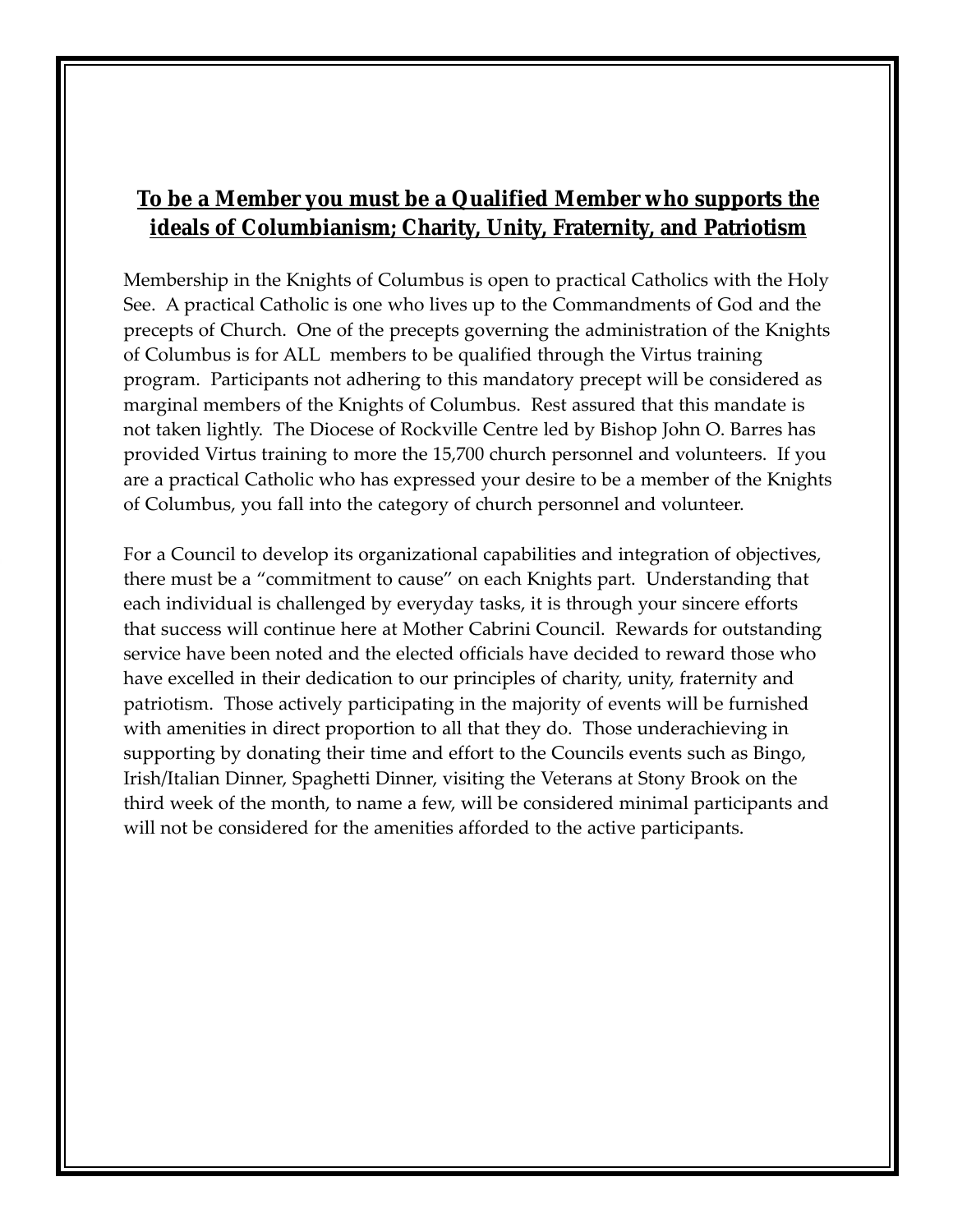**To be a Member you must be a Qualified Member who supports the ideals of Columbianism; Charity, Unity, Fraternity, and Patriotism**

Membership in the Knights of Columbus is open to practical Catholics with the Holy See. A practical Catholic is one who lives up to the Commandments of God and the precepts of Church. One of the precepts governing the administration of the Knights of Columbus is for ALL members to be qualified through the Virtus training program. Participants not adhering to this mandatory precept will be considered as marginal members of the Knights of Columbus. Rest assured that this mandate is not taken lightly. The Diocese of Rockville Centre led by Bishop John O. Barres has provided Virtus training to more the 15,700 church personnel and volunteers. If you are a practical Catholic who has expressed your desire to be a member of the Knights of Columbus, you fall into the category of church personnel and volunteer.

For a Council to develop its organizational capabilities and integration of objectives, there must be a "commitment to cause" on each Knights part. Understanding that each individual is challenged by everyday tasks, it is through your sincere efforts that success will continue here at Mother Cabrini Council. Rewards for outstanding service have been noted and the elected officials have decided to reward those who have excelled in their dedication to our principles of charity, unity, fraternity and patriotism. Those actively participating in the majority of events will be furnished with amenities in direct proportion to all that they do. Those underachieving in supporting by donating their time and effort to the Councils events such as Bingo, Irish/Italian Dinner, Spaghetti Dinner, visiting the Veterans at Stony Brook on the third week of the month, to name a few, will be considered minimal participants and will not be considered for the amenities afforded to the active participants.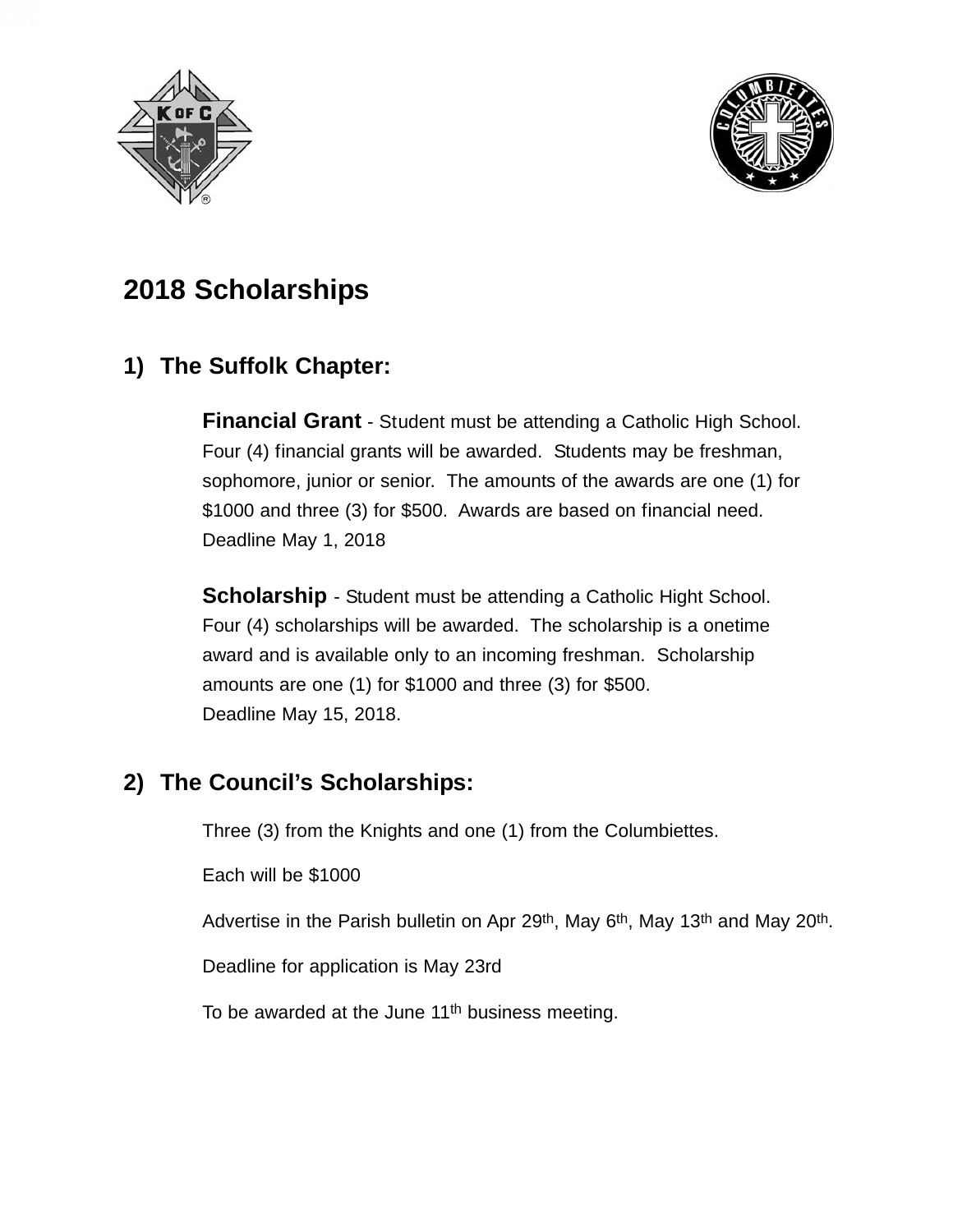# 2018 Scholarships

## 1) The Suffolk Chapter:

**Financial Grant** - Student must be attending a Catholic High School. Four (4) financial grants will be awarded. Students may be freshman, sophomore, junior or senior. The amounts of the awards are one (1) for $1000 and three (3) for $500. Awards are based on financial need. Deadline May 1, 2018

**Scholarship** - Student must be attending a Catholic Hight School. Four (4) scholarships will be awarded. The scholarship is a onetime award and is available only to an incoming freshman. Scholarship amounts are one (1) for $1000 and three (3) for $500. Deadline May 15, 2018.

## 2) The Council's Scholarships:

Three (3) from the Knights and one (1) from the Columbiettes.

Each will be $1000

Advertise in the Parish bulletin on Apr 29th, May 6th, May 13th and May 20th.

Deadline for application is May 23rd

To be awarded at the June 11th business meeting.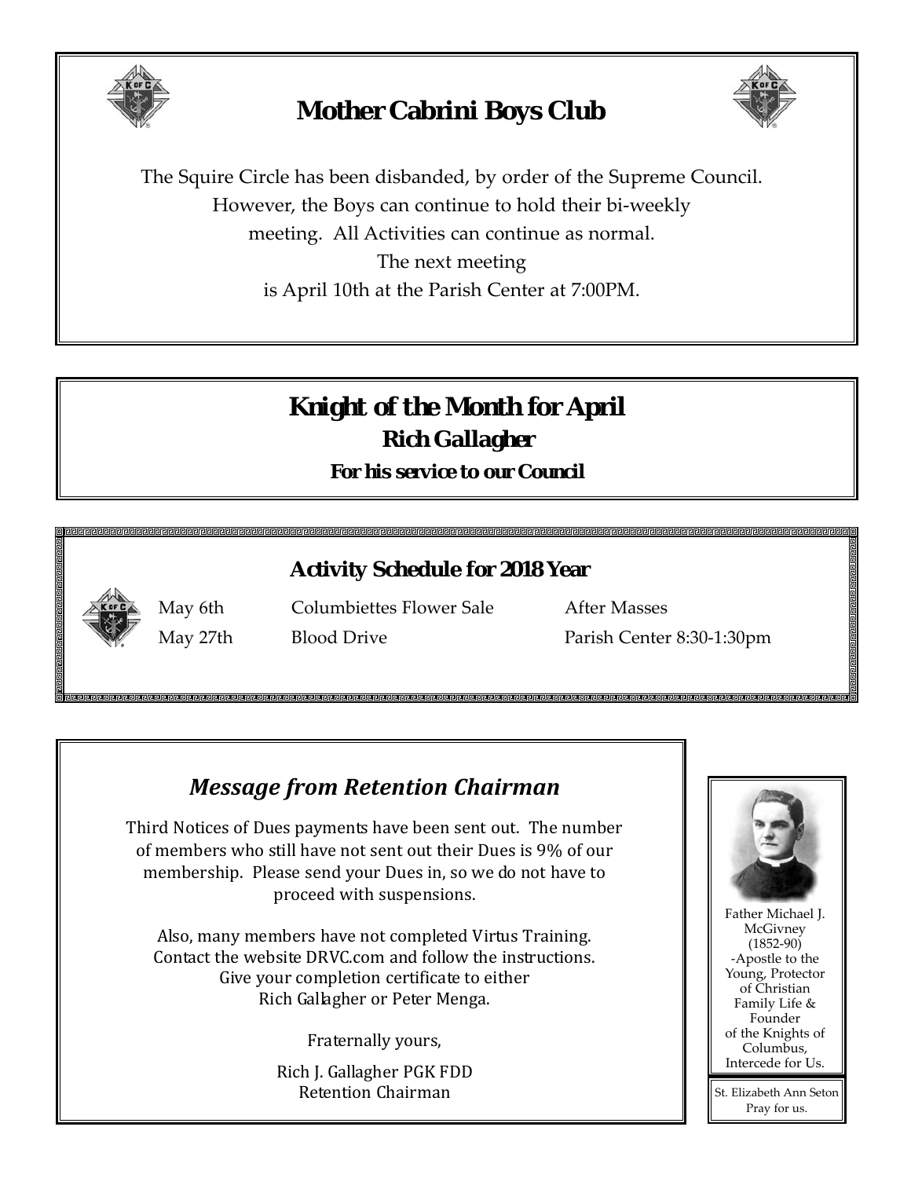## Mother Cabrini Boys Club

The Squire Circle has been disbanded, by order of the Supreme Council.
However, the Boys can continue to hold their bi-weekly
meeting. All Activities can continue as normal.
The next meeting
is April 10th at the Parish Center at 7:00PM.

## Knight of the Month for April

### Rich Gallagher

**For his service to our Council**

### Activity Schedule for 2018 Year

| | | |
|---|---|---|
| May 6th | Columbiettes Flower Sale | After Masses |
| May 27th | Blood Drive | Parish Center 8:30-1:30pm |

## *Message from Retention Chairman*

Third Notices of Dues payments have been sent out. The number of members who still have not sent out their Dues is 9% of our membership. Please send your Dues in, so we do not have to proceed with suspensions.

Also, many members have not completed Virtus Training. Contact the website DRVC.com and follow the instructions. Give your completion certificate to either Rich Gallagher or Peter Menga.

Fraternally yours,

Rich J. Gallagher PGK FDD
Retention Chairman

Father Michael J. McGivney (1852-90) -Apostle to the Young, Protector of Christian Family Life & Founder of the Knights of Columbus, Intercede for Us.

St. Elizabeth Ann Seton Pray for us.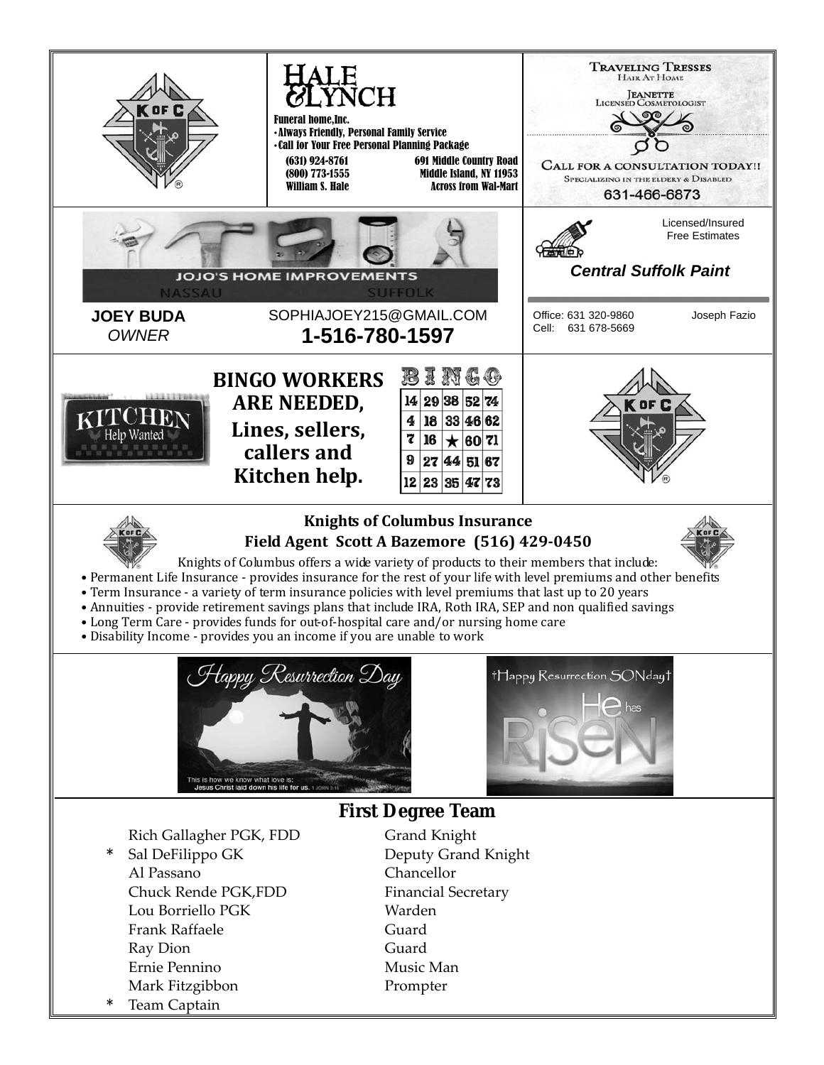**HALE & LYNCH**
Funeral home, Inc.
- Always Friendly, Personal Family Service
- Call for Your Free Personal Planning Package

(631) 924-8761
(800) 773-1555
William S. Hale

691 Middle Country Road
Middle Island, NY 11953
Across from Wal-Mart

**TRAVELING TRESSES**
HAIR AT HOME
JEANETTE
LICENSED COSMETOLOGIST
CALL FOR A CONSULTATION TODAY!!
SPECIALIZING IN THE ELDERY & DISABLED
631-466-6873

**JOJO'S HOME IMPROVEMENTS**
NASSAU SUFFOLK

**JOEY BUDA**
*OWNER*
SOPHIAJOEY215@GMAIL.COM
**1-516-780-1597**

Licensed/Insured
Free Estimates
***Central Suffolk Paint***
Office: 631 320-9860
Cell: 631 678-5669
Joseph Fazio

KITCHEN Help Wanted

**BINGO WORKERS ARE NEEDED, Lines, sellers, callers and Kitchen help.**

BINGO

| 14 | 29 | 38 | 52 | 74 |
|---|---|---|---|---|
| 4 | 18 | 33 | 46 | 62 |
| 7 | 16 | ★ | 60 | 71 |
| 9 | 27 | 44 | 51 | 67 |
| 12 | 23 | 35 | 47 | 73 |

**Knights of Columbus Insurance**
**Field Agent Scott A Bazemore (516) 429-0450**

Knights of Columbus offers a wide variety of products to their members that include:
- Permanent Life Insurance - provides insurance for the rest of your life with level premiums and other benefits
- Term Insurance - a variety of term insurance policies with level premiums that last up to 20 years
- Annuities - provide retirement savings plans that include IRA, Roth IRA, SEP and non qualified savings
- Long Term Care - provides funds for out-of-hospital care and/or nursing home care
- Disability Income - provides you an income if you are unable to work

*Happy Resurrection Day*
This is how we know what love is: Jesus Christ laid down his life for us. 1 JOHN 3:16

†Happy Resurrection SONday†
He has RiSEN

## First Degree Team

| | |
|---|---|
| Rich Gallagher PGK, FDD | Grand Knight |
| * Sal DeFilippo GK | Deputy Grand Knight |
| Al Passano | Chancellor |
| Chuck Rende PGK,FDD | Financial Secretary |
| Lou Borriello PGK | Warden |
| Frank Raffaele | Guard |
| Ray Dion | Guard |
| Ernie Pennino | Music Man |
| Mark Fitzgibbon | Prompter |

\* Team Captain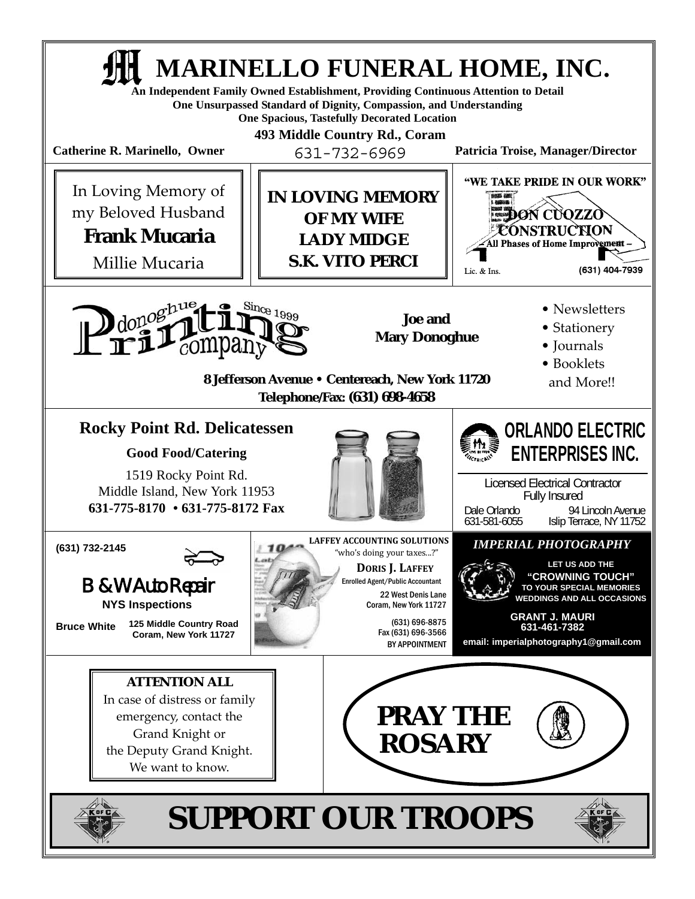# MARINELLO FUNERAL HOME, INC.

**An Independent Family Owned Establishment, Providing Continuous Attention to Detail**
**One Unsurpassed Standard of Dignity, Compassion, and Understanding**
**One Spacious, Tastefully Decorated Location**

**493 Middle Country Rd., Coram**
631-732-6969

**Catherine R. Marinello, Owner**

**Patricia Troise, Manager/Director**

---

In Loving Memory of
my Beloved Husband
**Frank Mucaria**
Millie Mucaria

---

**IN LOVING MEMORY
OF MY WIFE
LADY MIDGE
S.K. VITO PERCI**

---

**"WE TAKE PRIDE IN OUR WORK"**

**DON CUOZZO CONSTRUCTION**
– All Phases of Home Improvement –

Lic. & Ins. (631) 404-7939

---

Donoghue Printing company — Since 1999

**Joe and Mary Donoghue**

- Newsletters
- Stationery
- Journals
- Booklets and More!!

**8 Jefferson Avenue • Centereach, New York 11720**
**Telephone/Fax: (631) 698-4658**

---

## Rocky Point Rd. Delicatessen

**Good Food/Catering**

1519 Rocky Point Rd.
Middle Island, New York 11953
**631-775-8170 • 631-775-8172 Fax**

---

## ORLANDO ELECTRIC ENTERPRISES INC.

Licensed Electrical Contractor
Fully Insured

Dale Orlando
631-581-6055

94 Lincoln Avenue
Islip Terrace, NY 11752

---

**(631) 732-2145**

## B & W Auto Repair

**NYS Inspections**

**Bruce White**

**125 Middle Country Road
Coram, New York 11727**

---

**LAFFEY ACCOUNTING SOLUTIONS**
"who's doing your taxes...?"

**DORIS J. LAFFEY**
Enrolled Agent/Public Accountant
22 West Denis Lane
Coram, New York 11727
(631) 696-8875
Fax (631) 696-3566
BY APPOINTMENT

---

***IMPERIAL PHOTOGRAPHY***

**LET US ADD THE "CROWNING TOUCH" TO YOUR SPECIAL MEMORIES WEDDINGS AND ALL OCCASIONS**

**GRANT J. MAURI
631-461-7382**

**email: imperialphotography1@gmail.com**

---

**ATTENTION ALL**
In case of distress or family emergency, contact the Grand Knight or the Deputy Grand Knight. We want to know.

---

**PRAY THE ROSARY**

---

# SUPPORT OUR TROOPS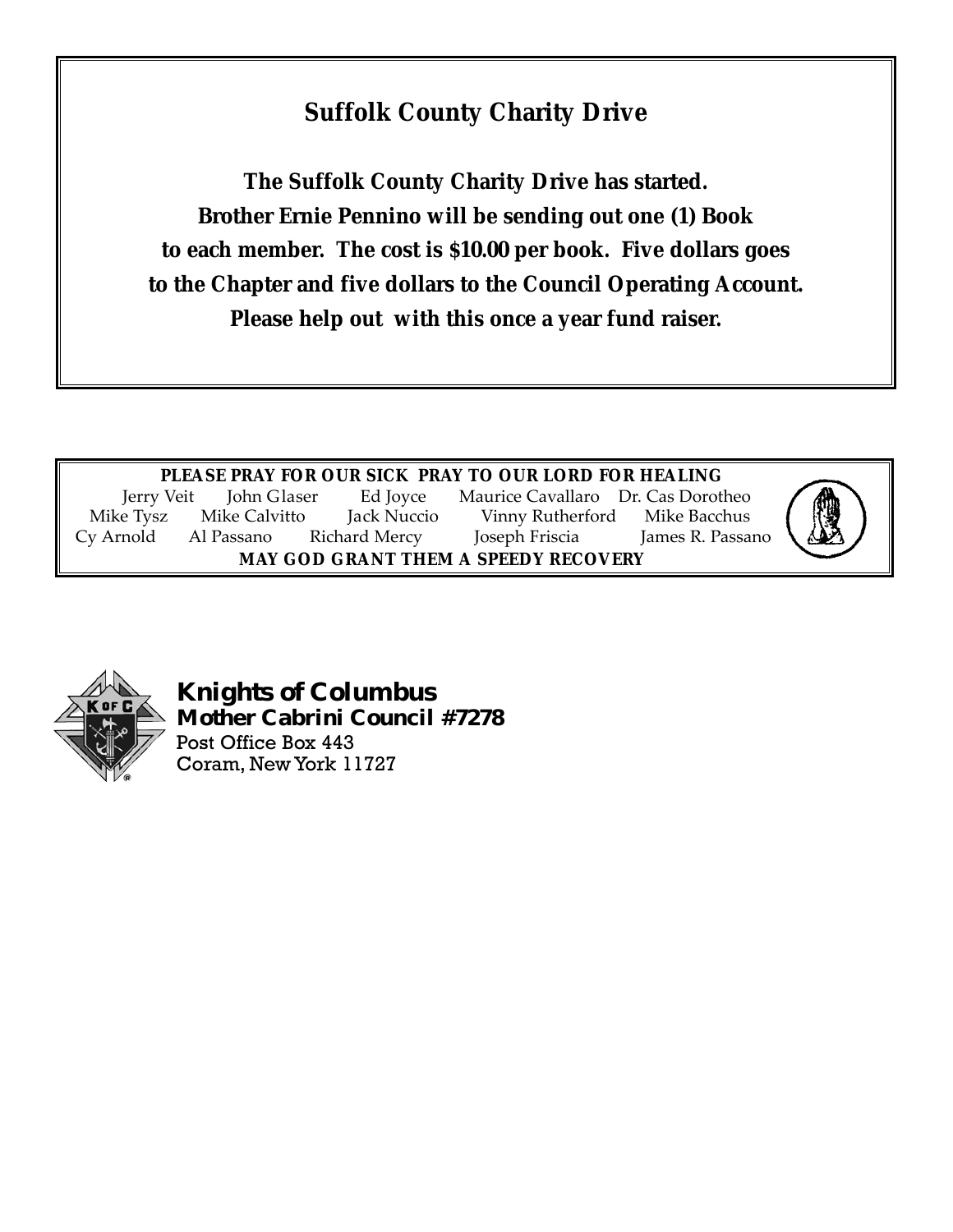## Suffolk County Charity Drive

**The Suffolk County Charity Drive has started.**
**Brother Ernie Pennino will be sending out one (1) Book to each member. The cost is $10.00 per book. Five dollars goes to the Chapter and five dollars to the Council Operating Account.**
**Please help out with this once a year fund raiser.**

---

**PLEASE PRAY FOR OUR SICK PRAY TO OUR LORD FOR HEALING**

Jerry Veit    John Glaser    Ed Joyce    Maurice Cavallaro    Dr. Cas Dorotheo
Mike Tysz    Mike Calvitto    Jack Nuccio    Vinny Rutherford    Mike Bacchus
Cy Arnold    Al Passano    Richard Mercy    Joseph Friscia    James R. Passano

**MAY GOD GRANT THEM A SPEEDY RECOVERY**

---

**Knights of Columbus**
**Mother Cabrini Council #7278**
Post Office Box 443
Coram, New York 11727